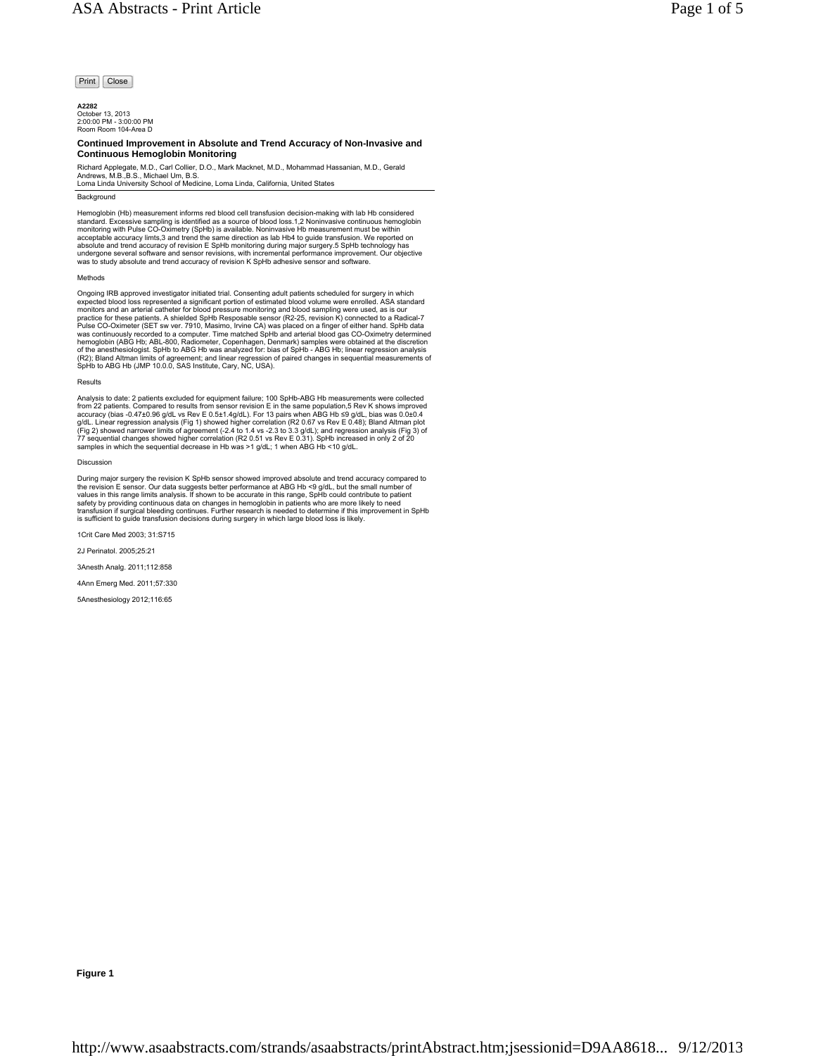Print Close

**A2282**
October 13, 2013
2:00:00 PM - 3:00:00 PM
Room Room 104-Area D

## Continued Improvement in Absolute and Trend Accuracy of Non-Invasive and Continuous Hemoglobin Monitoring

Richard Applegate, M.D., Carl Collier, D.O., Mark Macknet, M.D., Mohammad Hassanian, M.D., Gerald Andrews, M.B.,B.S., Michael Um, B.S.
Loma Linda University School of Medicine, Loma Linda, California, United States

### Background

Hemoglobin (Hb) measurement informs red blood cell transfusion decision-making with lab Hb considered standard. Excessive sampling is identified as a source of blood loss.1,2 Noninvasive continuous hemoglobin monitoring with Pulse CO-Oximetry (SpHb) is available. Noninvasive Hb measurement must be within acceptable accuracy limits,3 and trend the same direction as lab Hb4 to guide transfusion. We reported on absolute and trend accuracy of revision E SpHb monitoring during major surgery.5 SpHb technology has undergone several software and sensor revisions, with incremental performance improvement. Our objective was to study absolute and trend accuracy of revision K SpHb adhesive sensor and software.

### Methods

Ongoing IRB approved investigator initiated trial. Consenting adult patients scheduled for surgery in which expected blood loss represented a significant portion of estimated blood volume were enrolled. ASA standard monitors and an arterial catheter for blood pressure monitoring and blood sampling were used, as is our practice for these patients. A shielded SpHb Resposable sensor (R2-25, revision K) connected to a Radical-7 Pulse CO-Oximeter (SET sw ver. 7910, Masimo, Irvine CA) was placed on a finger of either hand. SpHb data was continuously recorded to a computer. Time matched SpHb and arterial blood gas CO-Oximetry determined hemoglobin (ABG Hb; ABL-800, Radiometer, Copenhagen, Denmark) samples were obtained at the discretion of the anesthesiologist. SpHb to ABG Hb was analyzed for: bias of SpHb - ABG Hb; linear regression analysis ($R^2$); Bland Altman limits of agreement; and linear regression of paired changes in sequential measurements of SpHb to ABG Hb (JMP 10.0.0, SAS Institute, Cary, NC, USA).

### Results

Analysis to date: 2 patients excluded for equipment failure; 100 SpHb-ABG Hb measurements were collected from 22 patients. Compared to results from sensor revision E in the same population,5 Rev K shows improved accuracy (bias -0.47±0.96 g/dL vs Rev E 0.5±1.4g/dL). For 13 pairs when ABG Hb ≤9 g/dL, bias was 0.0±0.4 g/dL. Linear regression analysis (Fig 1) showed higher correlation ($R^2$ 0.67 vs Rev E 0.48); Bland Altman plot (Fig 2) showed narrower limits of agreement (-2.4 to 1.4 vs -2.3 to 3.3 g/dL); and regression analysis (Fig 3) of 77 sequential changes showed higher correlation ($R^2$ 0.51 vs Rev E 0.31). SpHb increased in only 2 of 20 samples in which the sequential decrease in Hb was >1 g/dL; 1 when ABG Hb <10 g/dL.

### Discussion

During major surgery the revision K SpHb sensor showed improved absolute and trend accuracy compared to the revision E sensor. Our data suggests better performance at ABG Hb <9 g/dL, but the small number of values in this range limits analysis. If shown to be accurate in this range, SpHb could contribute to patient safety by providing continuous data on changes in hemoglobin in patients who are more likely to need transfusion if surgical bleeding continues. Further research is needed to determine if this improvement in SpHb is sufficient to guide transfusion decisions during surgery in which large blood loss is likely.

1Crit Care Med 2003; 31:S715

2J Perinatol. 2005;25:21

3Anesth Analg. 2011;112:858

4Ann Emerg Med. 2011;57:330

5Anesthesiology 2012;116:65

**Figure 1**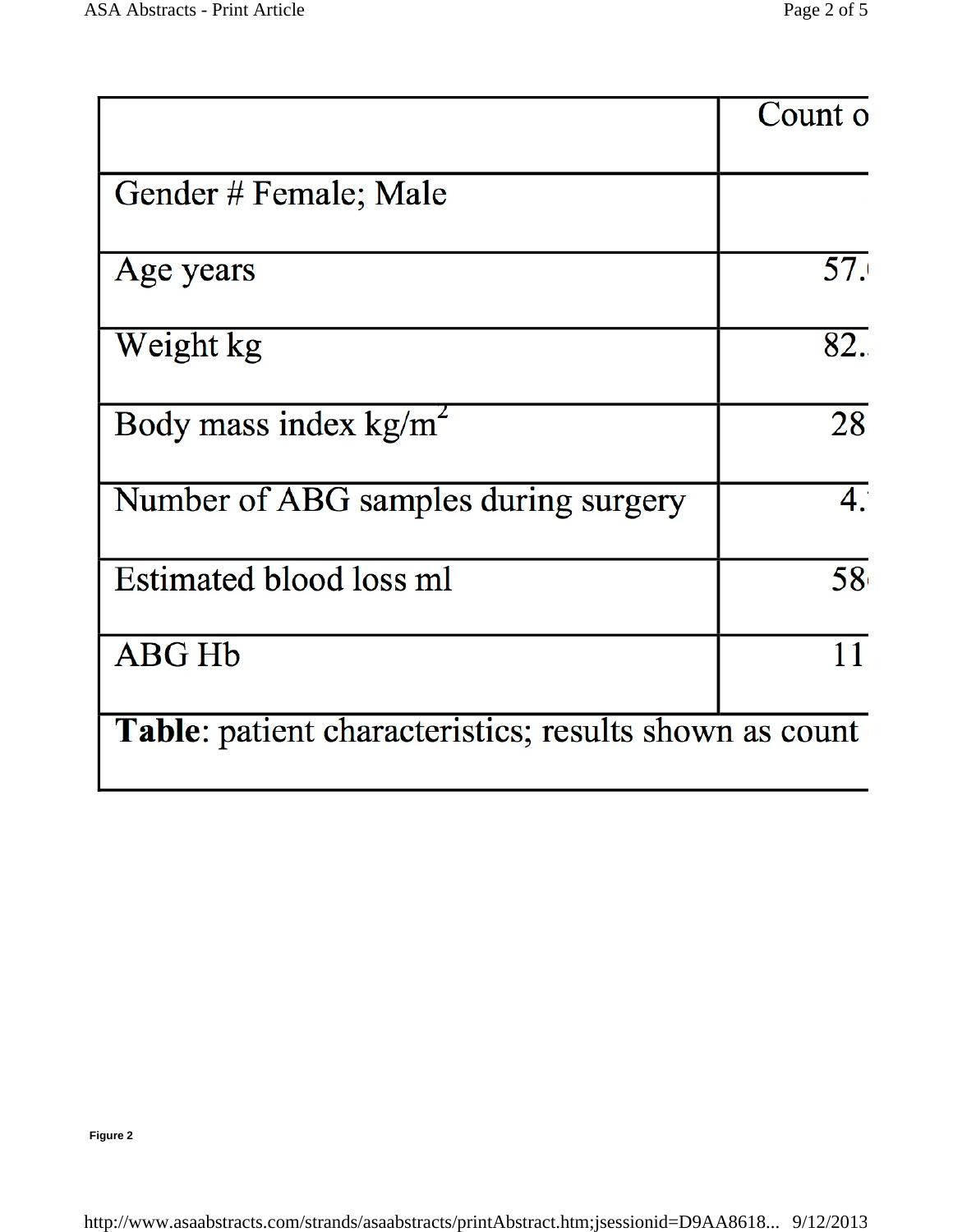| | Count o |
|---|---|
| Gender # Female; Male | |
| Age years | 57. |
| Weight kg | 82. |
| Body mass index $kg/m^2$ | 28 |
| Number of ABG samples during surgery | 4. |
| Estimated blood loss ml | 58 |
| ABG Hb | 11 |
| **Table**: patient characteristics; results shown as count | |

**Figure 2**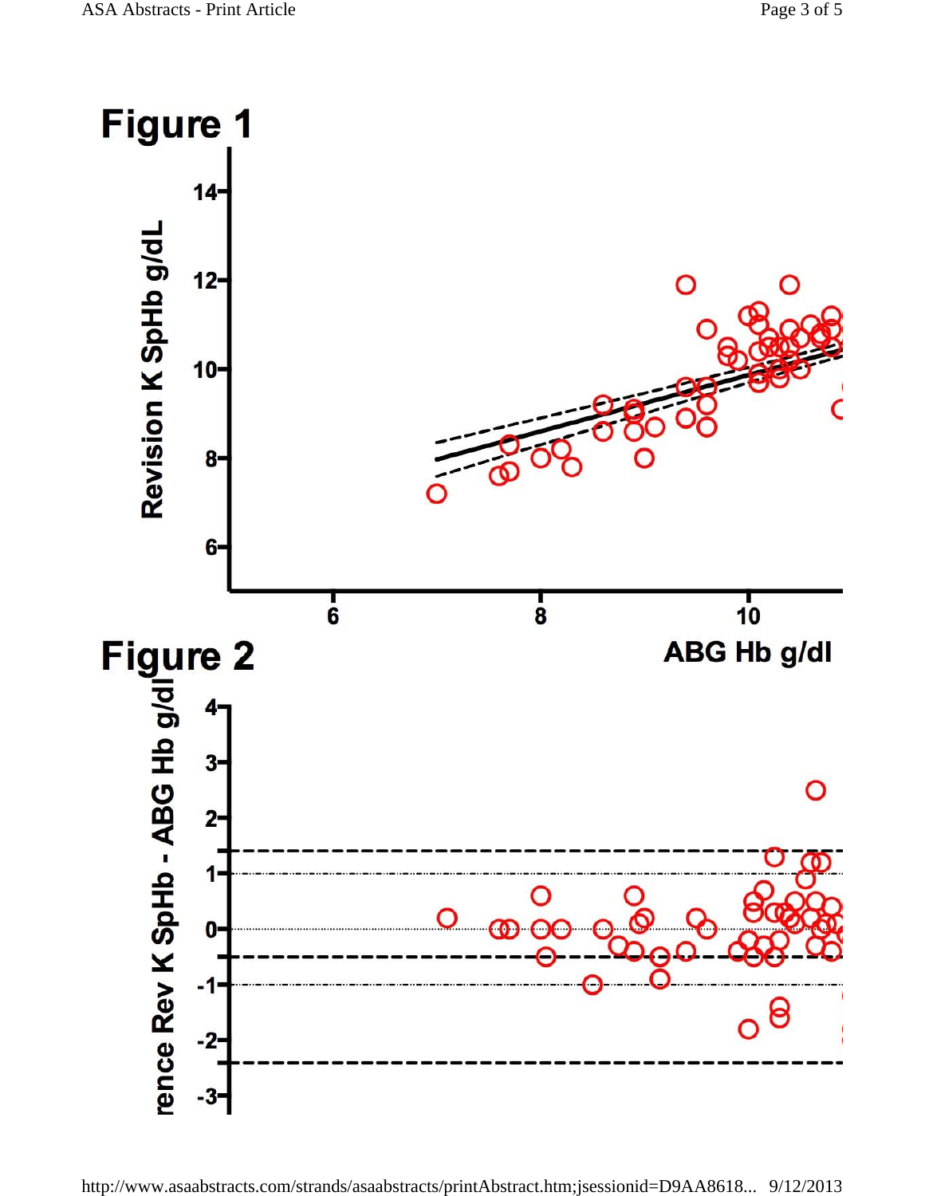# Figure 1

Revision K SpHb g/dL

14

12

10

8

6

6

8

10

ABG Hb g/dl

# Figure 2

rence Rev K SpHb - ABG Hb g/dl

4

3

2

1

0

-1

-2

-3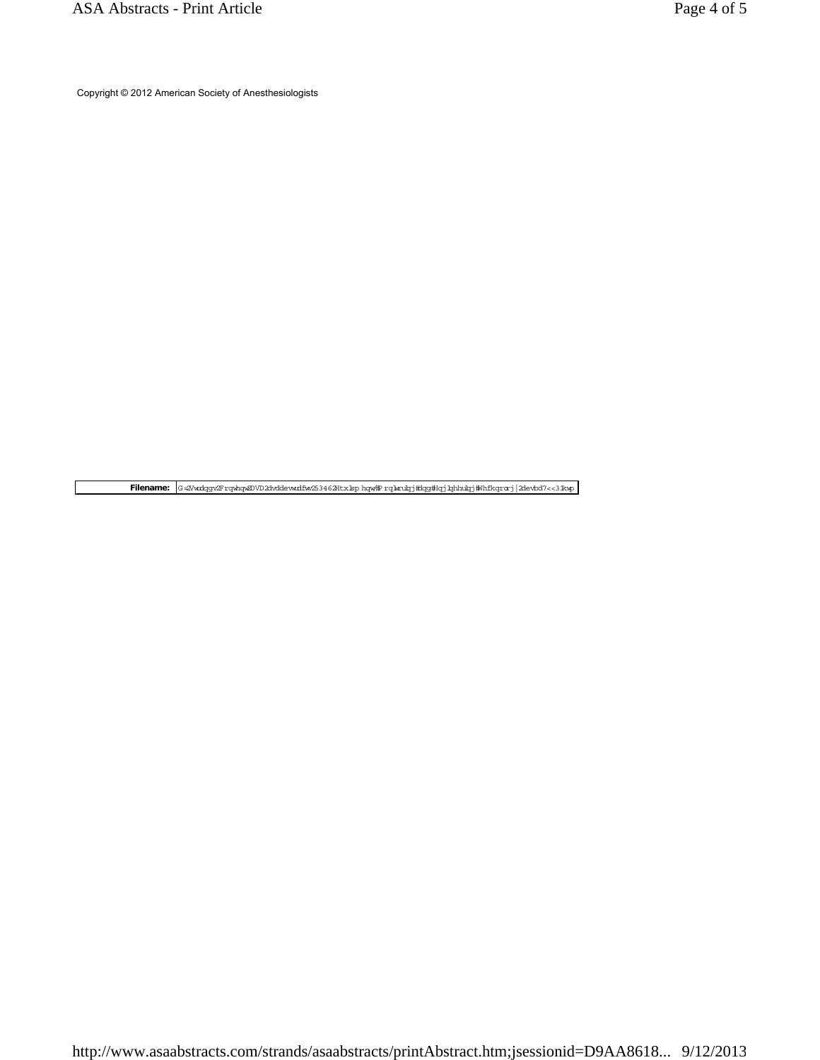Copyright © 2012 American Society of Anesthesiologists

| **Filename:** | G=2Vwudqgv2FrqwhqwDVD2dvddevwudfw253462Htxlsp hqw#P rqlwrulqj#dqg#Hqjlqhhulqj#Whfkqrorj|2devbd7<<31kwp |
| --- | --- |